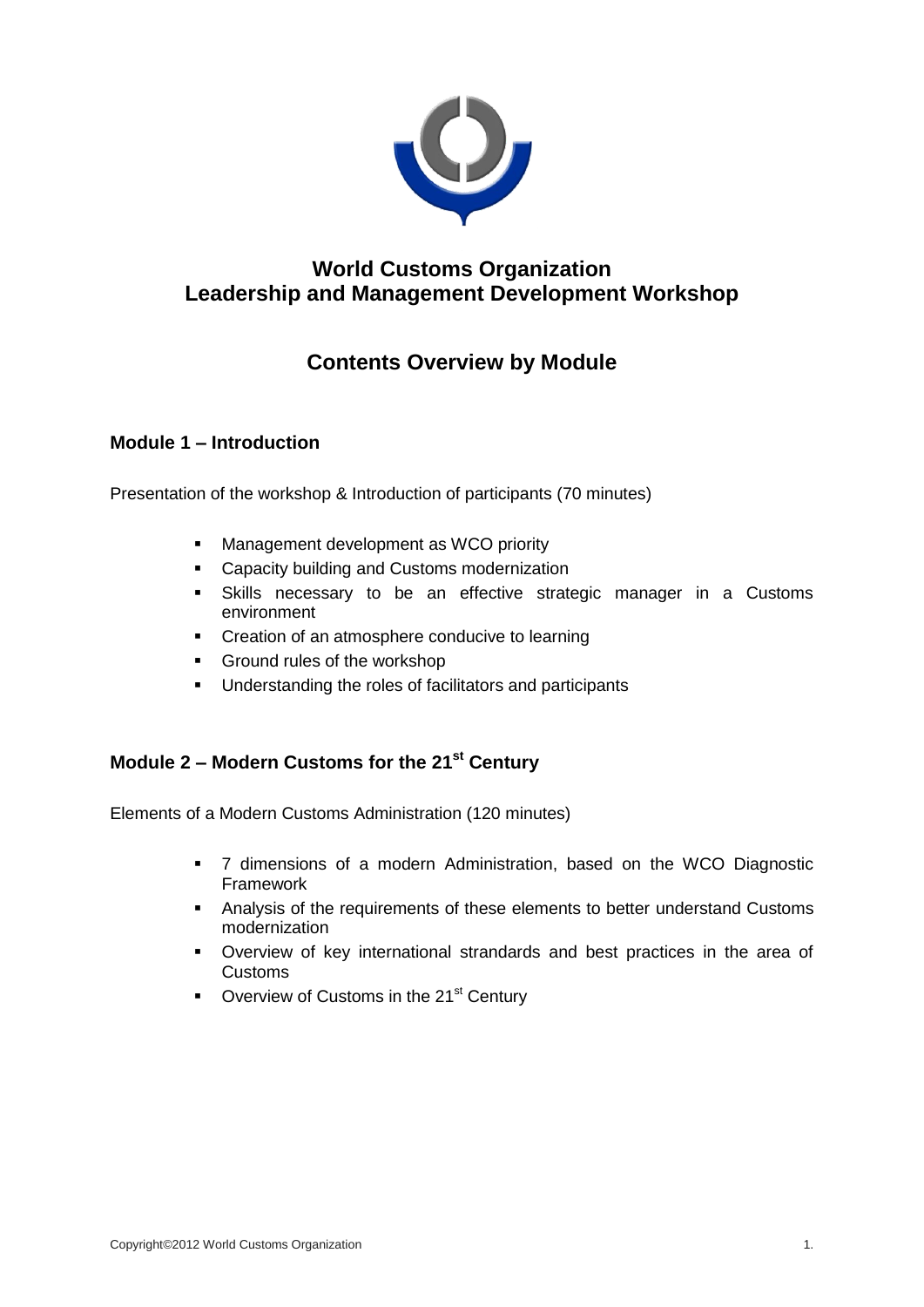# World Customs Organization
# Leadership and Management Development Workshop

## Contents Overview by Module

### Module 1 – Introduction

Presentation of the workshop & Introduction of participants (70 minutes)

- Management development as WCO priority
- Capacity building and Customs modernization
- Skills necessary to be an effective strategic manager in a Customs environment
- Creation of an atmosphere conducive to learning
- Ground rules of the workshop
- Understanding the roles of facilitators and participants

### Module 2 – Modern Customs for the 21st Century

Elements of a Modern Customs Administration (120 minutes)

- 7 dimensions of a modern Administration, based on the WCO Diagnostic Framework
- Analysis of the requirements of these elements to better understand Customs modernization
- Overview of key international strandards and best practices in the area of Customs
- Overview of Customs in the 21st Century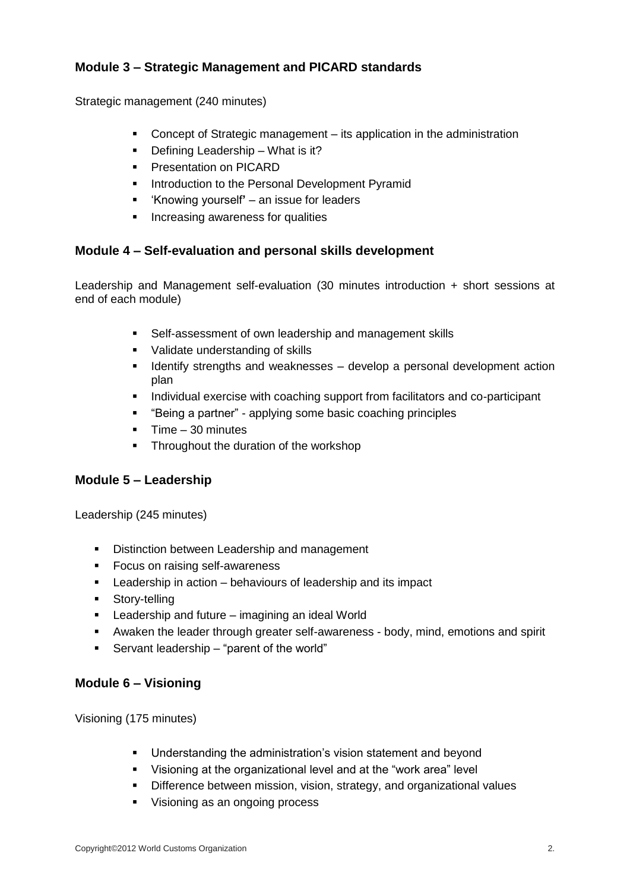## Module 3 – Strategic Management and PICARD standards

Strategic management (240 minutes)

- Concept of Strategic management – its application in the administration
- Defining Leadership – What is it?
- Presentation on PICARD
- Introduction to the Personal Development Pyramid
- 'Knowing yourself' – an issue for leaders
- Increasing awareness for qualities

## Module 4 – Self-evaluation and personal skills development

Leadership and Management self-evaluation (30 minutes introduction + short sessions at end of each module)

- Self-assessment of own leadership and management skills
- Validate understanding of skills
- Identify strengths and weaknesses – develop a personal development action plan
- Individual exercise with coaching support from facilitators and co-participant
- "Being a partner" - applying some basic coaching principles
- Time – 30 minutes
- Throughout the duration of the workshop

## Module 5 – Leadership

Leadership (245 minutes)

- Distinction between Leadership and management
- Focus on raising self-awareness
- Leadership in action – behaviours of leadership and its impact
- Story-telling
- Leadership and future – imagining an ideal World
- Awaken the leader through greater self-awareness - body, mind, emotions and spirit
- Servant leadership – "parent of the world"

## Module 6 – Visioning

Visioning (175 minutes)

- Understanding the administration's vision statement and beyond
- Visioning at the organizational level and at the "work area" level
- Difference between mission, vision, strategy, and organizational values
- Visioning as an ongoing process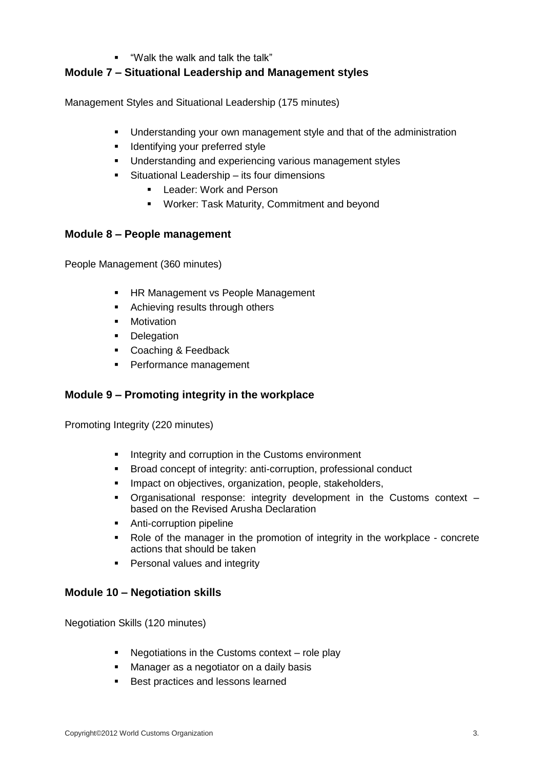- "Walk the walk and talk the talk"

### Module 7 – Situational Leadership and Management styles

Management Styles and Situational Leadership (175 minutes)

- Understanding your own management style and that of the administration
- Identifying your preferred style
- Understanding and experiencing various management styles
- Situational Leadership – its four dimensions
  - Leader: Work and Person
  - Worker: Task Maturity, Commitment and beyond

### Module 8 – People management

People Management (360 minutes)

- HR Management vs People Management
- Achieving results through others
- Motivation
- Delegation
- Coaching & Feedback
- Performance management

### Module 9 – Promoting integrity in the workplace

Promoting Integrity (220 minutes)

- Integrity and corruption in the Customs environment
- Broad concept of integrity: anti-corruption, professional conduct
- Impact on objectives, organization, people, stakeholders,
- Organisational response: integrity development in the Customs context – based on the Revised Arusha Declaration
- Anti-corruption pipeline
- Role of the manager in the promotion of integrity in the workplace - concrete actions that should be taken
- Personal values and integrity

### Module 10 – Negotiation skills

Negotiation Skills (120 minutes)

- Negotiations in the Customs context – role play
- Manager as a negotiator on a daily basis
- Best practices and lessons learned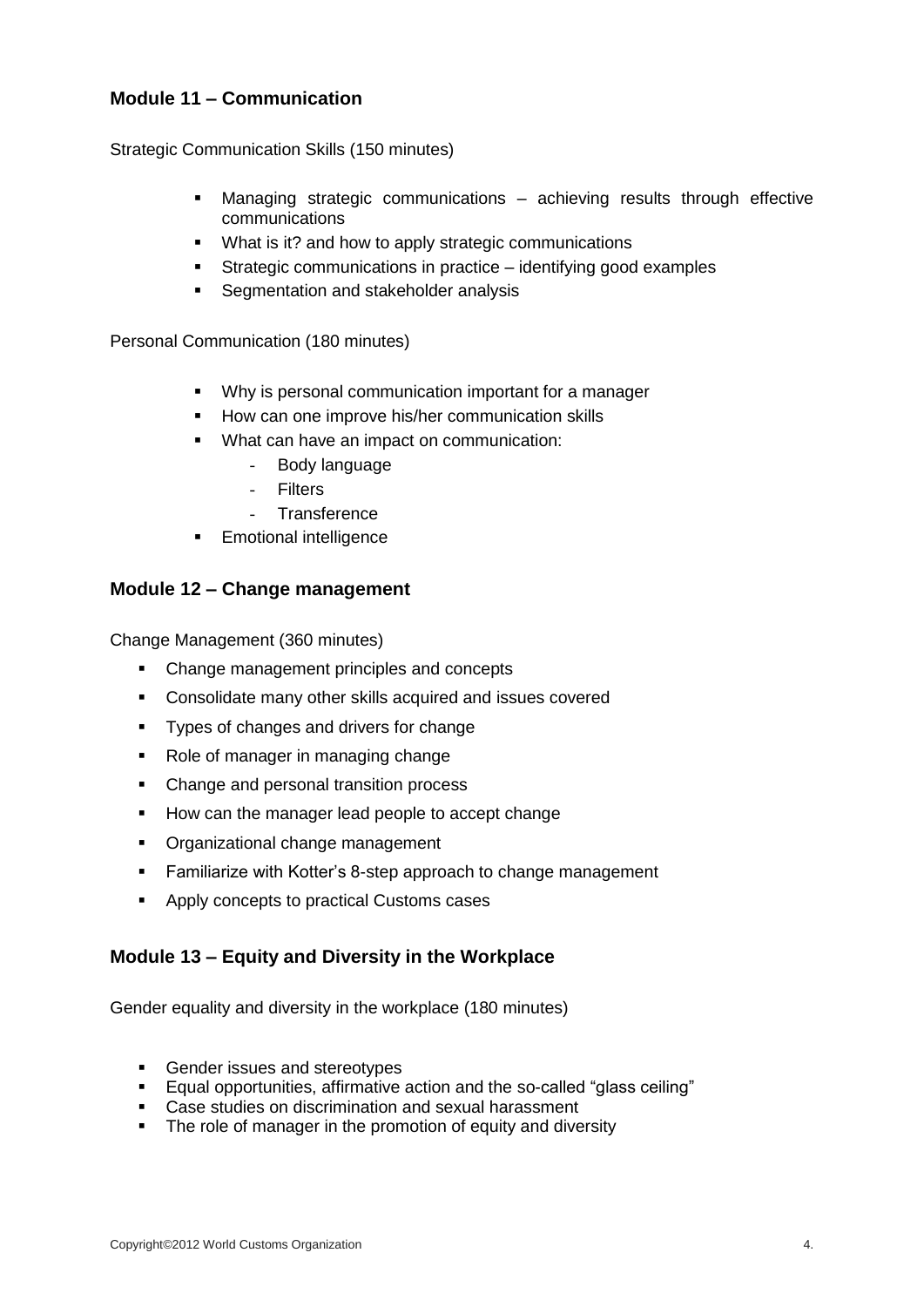## Module 11 – Communication

Strategic Communication Skills (150 minutes)

- Managing strategic communications – achieving results through effective communications
- What is it? and how to apply strategic communications
- Strategic communications in practice – identifying good examples
- Segmentation and stakeholder analysis

Personal Communication (180 minutes)

- Why is personal communication important for a manager
- How can one improve his/her communication skills
- What can have an impact on communication:
  - Body language
  - Filters
  - Transference
- Emotional intelligence

## Module 12 – Change management

Change Management (360 minutes)

- Change management principles and concepts
- Consolidate many other skills acquired and issues covered
- Types of changes and drivers for change
- Role of manager in managing change
- Change and personal transition process
- How can the manager lead people to accept change
- Organizational change management
- Familiarize with Kotter's 8-step approach to change management
- Apply concepts to practical Customs cases

## Module 13 – Equity and Diversity in the Workplace

Gender equality and diversity in the workplace (180 minutes)

- Gender issues and stereotypes
- Equal opportunities, affirmative action and the so-called "glass ceiling"
- Case studies on discrimination and sexual harassment
- The role of manager in the promotion of equity and diversity